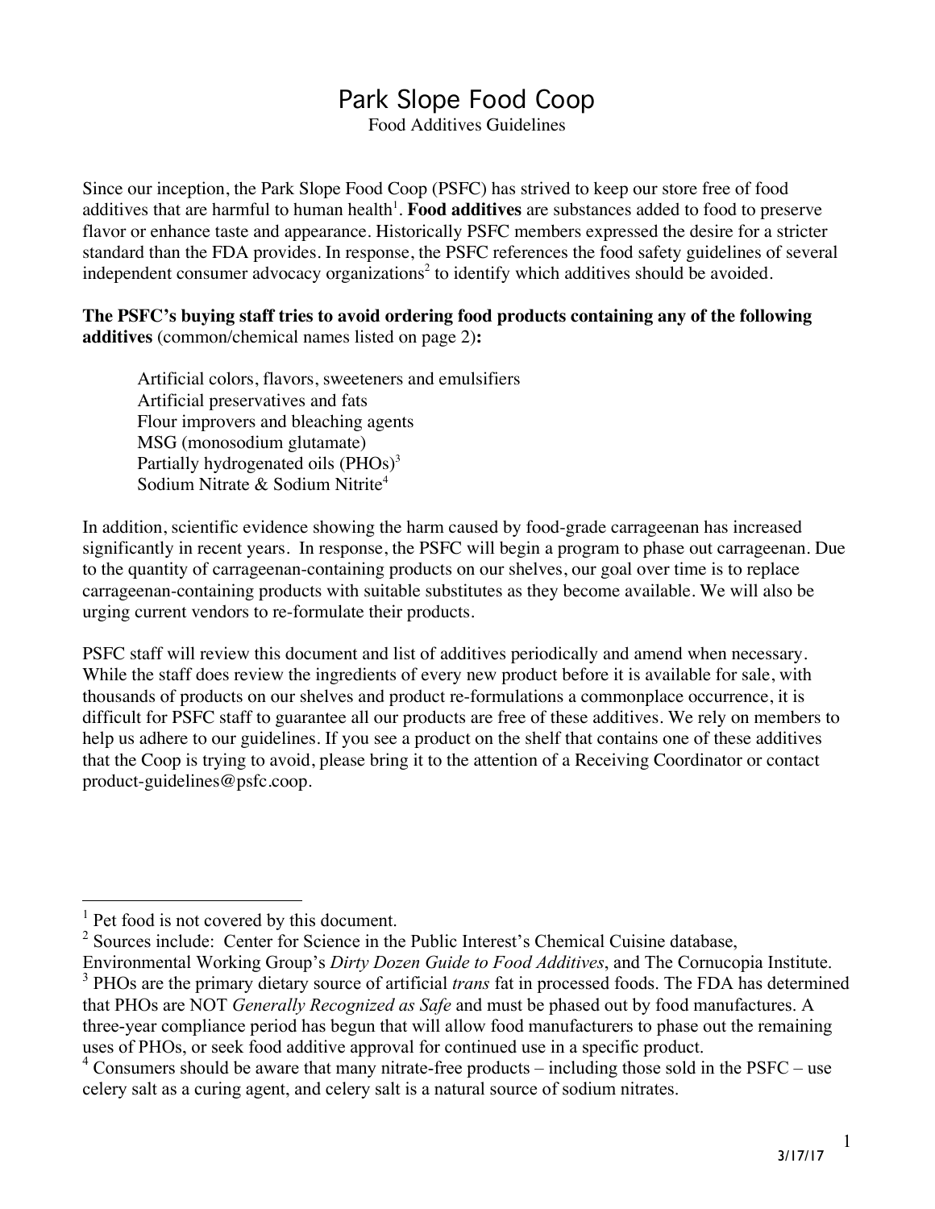# Park Slope Food Coop

Food Additives Guidelines

Since our inception, the Park Slope Food Coop (PSFC) has strived to keep our store free of food additives that are harmful to human health[1]. **Food additives** are substances added to food to preserve flavor or enhance taste and appearance. Historically PSFC members expressed the desire for a stricter standard than the FDA provides. In response, the PSFC references the food safety guidelines of several independent consumer advocacy organizations[2] to identify which additives should be avoided.

**The PSFC's buying staff tries to avoid ordering food products containing any of the following additives** (common/chemical names listed on page 2)**:**

- Artificial colors, flavors, sweeteners and emulsifiers
- Artificial preservatives and fats
- Flour improvers and bleaching agents
- MSG (monosodium glutamate)
- Partially hydrogenated oils (PHOs)[3]
- Sodium Nitrate & Sodium Nitrite[4]

In addition, scientific evidence showing the harm caused by food-grade carrageenan has increased significantly in recent years. In response, the PSFC will begin a program to phase out carrageenan. Due to the quantity of carrageenan-containing products on our shelves, our goal over time is to replace carrageenan-containing products with suitable substitutes as they become available. We will also be urging current vendors to re-formulate their products.

PSFC staff will review this document and list of additives periodically and amend when necessary. While the staff does review the ingredients of every new product before it is available for sale, with thousands of products on our shelves and product re-formulations a commonplace occurrence, it is difficult for PSFC staff to guarantee all our products are free of these additives. We rely on members to help us adhere to our guidelines. If you see a product on the shelf that contains one of these additives that the Coop is trying to avoid, please bring it to the attention of a Receiving Coordinator or contact product-guidelines@psfc.coop.

---

[1] Pet food is not covered by this document.

[2] Sources include: Center for Science in the Public Interest's Chemical Cuisine database, Environmental Working Group's *Dirty Dozen Guide to Food Additives*, and The Cornucopia Institute.

[3] PHOs are the primary dietary source of artificial *trans* fat in processed foods. The FDA has determined that PHOs are NOT *Generally Recognized as Safe* and must be phased out by food manufactures. A three-year compliance period has begun that will allow food manufacturers to phase out the remaining uses of PHOs, or seek food additive approval for continued use in a specific product.

[4] Consumers should be aware that many nitrate-free products – including those sold in the PSFC – use celery salt as a curing agent, and celery salt is a natural source of sodium nitrates.

3/17/17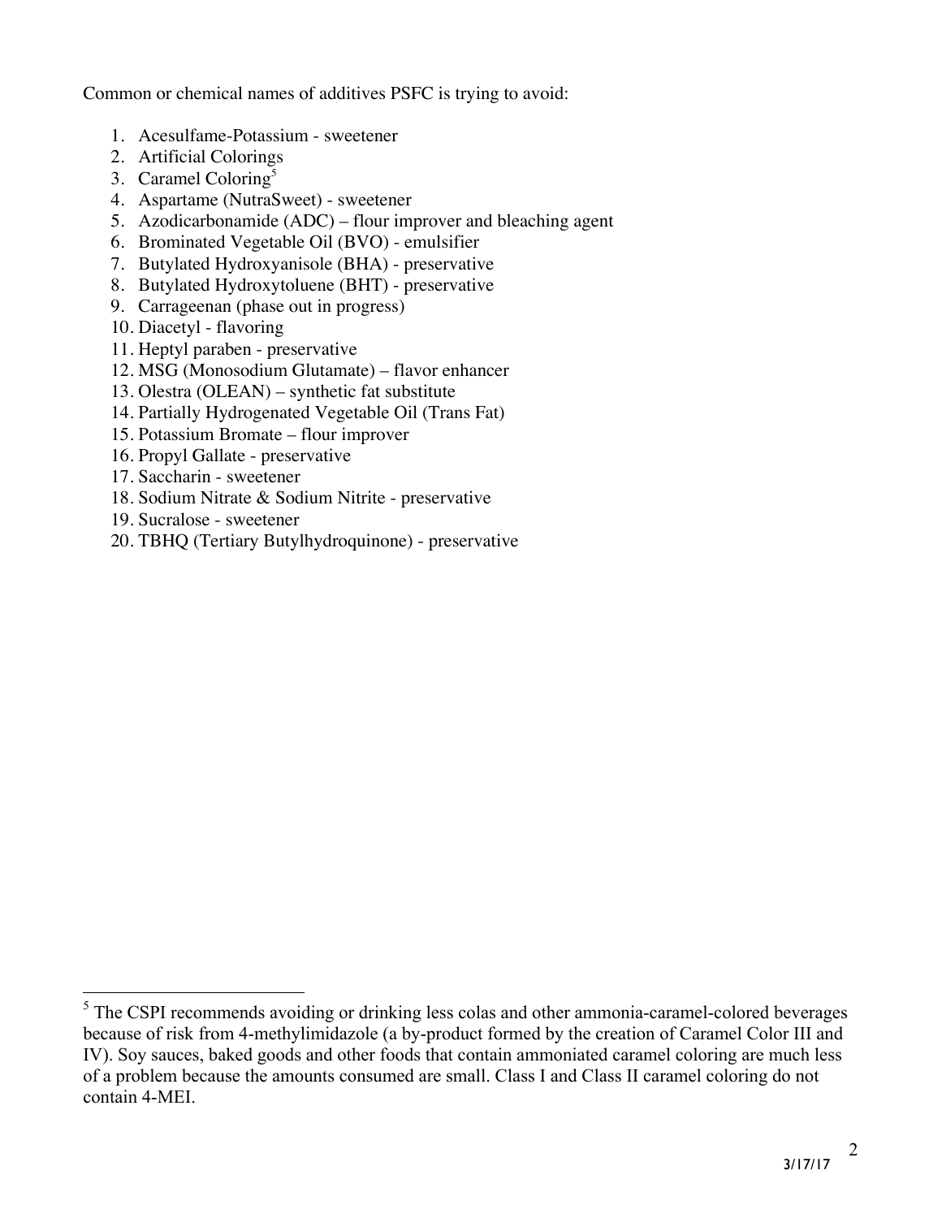Common or chemical names of additives PSFC is trying to avoid:

1. Acesulfame-Potassium - sweetener
2. Artificial Colorings
3. Caramel Coloring[5]
4. Aspartame (NutraSweet) - sweetener
5. Azodicarbonamide (ADC) – flour improver and bleaching agent
6. Brominated Vegetable Oil (BVO) - emulsifier
7. Butylated Hydroxyanisole (BHA) - preservative
8. Butylated Hydroxytoluene (BHT) - preservative
9. Carrageenan (phase out in progress)
10. Diacetyl - flavoring
11. Heptyl paraben - preservative
12. MSG (Monosodium Glutamate) – flavor enhancer
13. Olestra (OLEAN) – synthetic fat substitute
14. Partially Hydrogenated Vegetable Oil (Trans Fat)
15. Potassium Bromate – flour improver
16. Propyl Gallate - preservative
17. Saccharin - sweetener
18. Sodium Nitrate & Sodium Nitrite - preservative
19. Sucralose - sweetener
20. TBHQ (Tertiary Butylhydroquinone) - preservative

---

[5] The CSPI recommends avoiding or drinking less colas and other ammonia-caramel-colored beverages because of risk from 4-methylimidazole (a by-product formed by the creation of Caramel Color III and IV). Soy sauces, baked goods and other foods that contain ammoniated caramel coloring are much less of a problem because the amounts consumed are small. Class I and Class II caramel coloring do not contain 4-MEI.

3/17/17